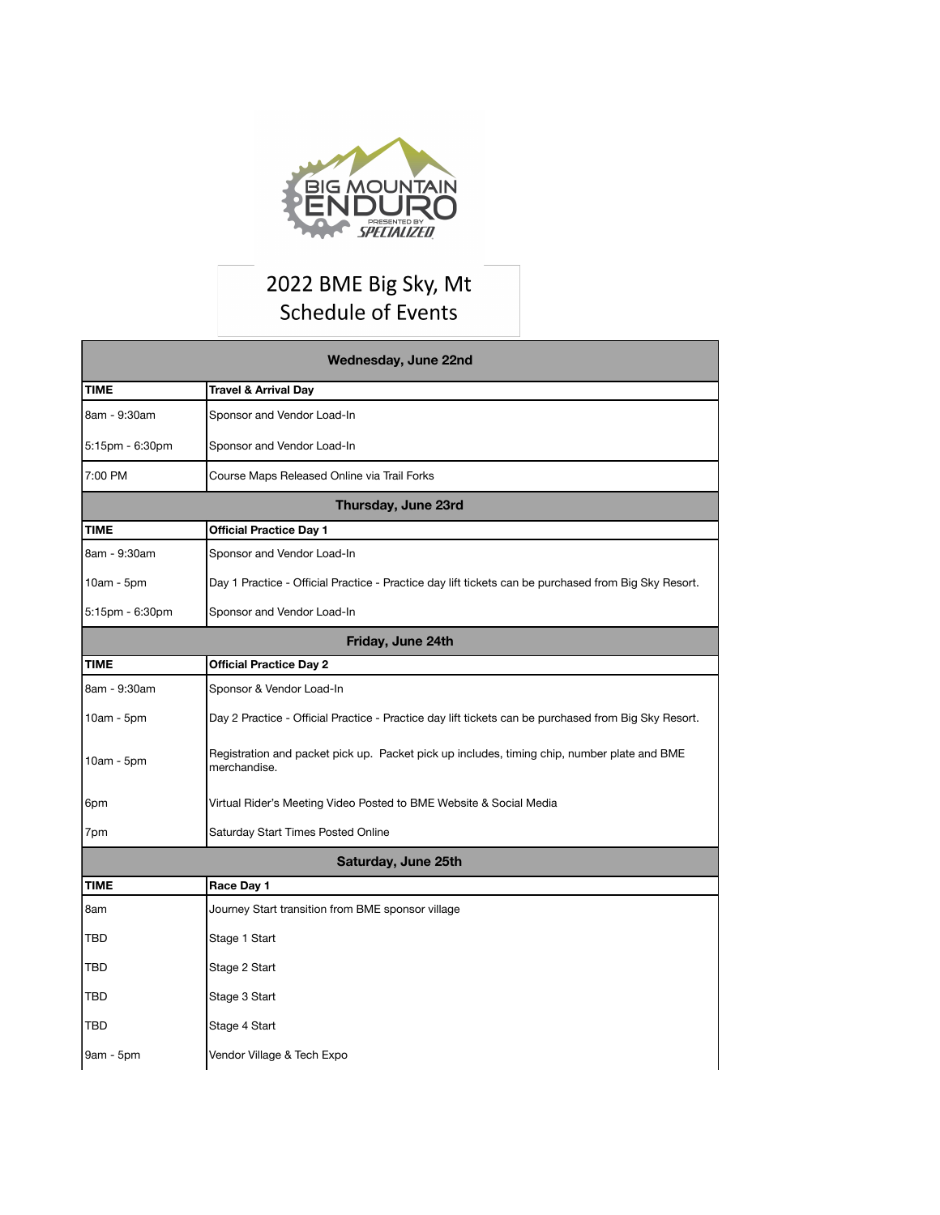BIG MOUNTAIN ENDURO

PRESENTED BY SPECIALIZED

# 2022 BME Big Sky, Mt
# Schedule of Events

| Wednesday, June 22nd | |
|---|---|
| **TIME** | **Travel & Arrival Day** |
| 8am - 9:30am | Sponsor and Vendor Load-In |
| 5:15pm - 6:30pm | Sponsor and Vendor Load-In |
| 7:00 PM | Course Maps Released Online via Trail Forks |

| Thursday, June 23rd | |
|---|---|
| **TIME** | **Official Practice Day 1** |
| 8am - 9:30am | Sponsor and Vendor Load-In |
| 10am - 5pm | Day 1 Practice - Official Practice - Practice day lift tickets can be purchased from Big Sky Resort. |
| 5:15pm - 6:30pm | Sponsor and Vendor Load-In |

| Friday, June 24th | |
|---|---|
| **TIME** | **Official Practice Day 2** |
| 8am - 9:30am | Sponsor & Vendor Load-In |
| 10am - 5pm | Day 2 Practice - Official Practice - Practice day lift tickets can be purchased from Big Sky Resort. |
| 10am - 5pm | Registration and packet pick up. Packet pick up includes, timing chip, number plate and BME merchandise. |
| 6pm | Virtual Rider's Meeting Video Posted to BME Website & Social Media |
| 7pm | Saturday Start Times Posted Online |

| Saturday, June 25th | |
|---|---|
| **TIME** | **Race Day 1** |
| 8am | Journey Start transition from BME sponsor village |
| TBD | Stage 1 Start |
| TBD | Stage 2 Start |
| TBD | Stage 3 Start |
| TBD | Stage 4 Start |
| 9am - 5pm | Vendor Village & Tech Expo |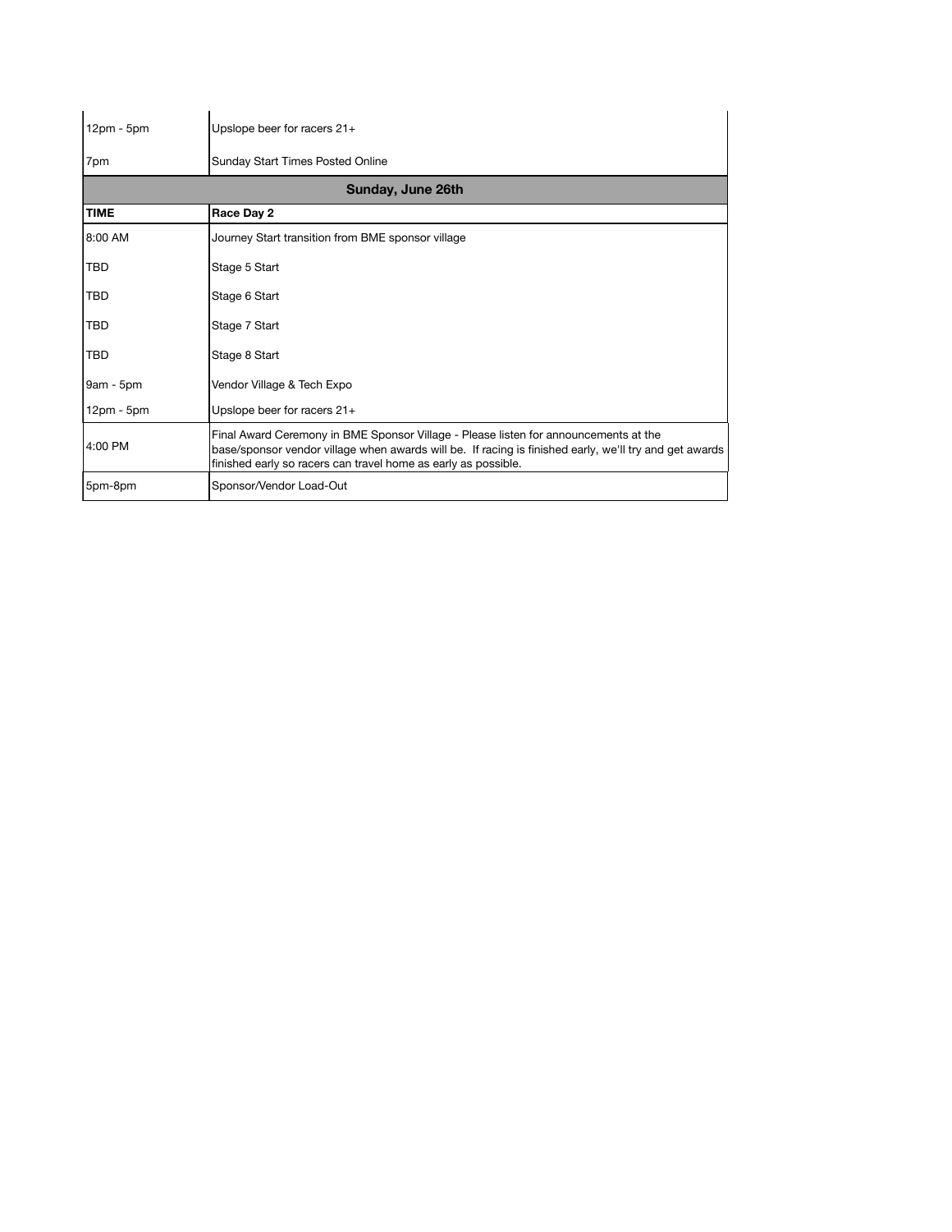| | |
|---|---|
| 12pm - 5pm | Upslope beer for racers 21+ |
| 7pm | Sunday Start Times Posted Online |
| **Sunday, June 26th** | |
| **TIME** | **Race Day 2** |
| 8:00 AM | Journey Start transition from BME sponsor village |
| TBD | Stage 5 Start |
| TBD | Stage 6 Start |
| TBD | Stage 7 Start |
| TBD | Stage 8 Start |
| 9am - 5pm | Vendor Village & Tech Expo |
| 12pm - 5pm | Upslope beer for racers 21+ |
| 4:00 PM | Final Award Ceremony in BME Sponsor Village - Please listen for announcements at the base/sponsor vendor village when awards will be. If racing is finished early, we'll try and get awards finished early so racers can travel home as early as possible. |
| 5pm-8pm | Sponsor/Vendor Load-Out |